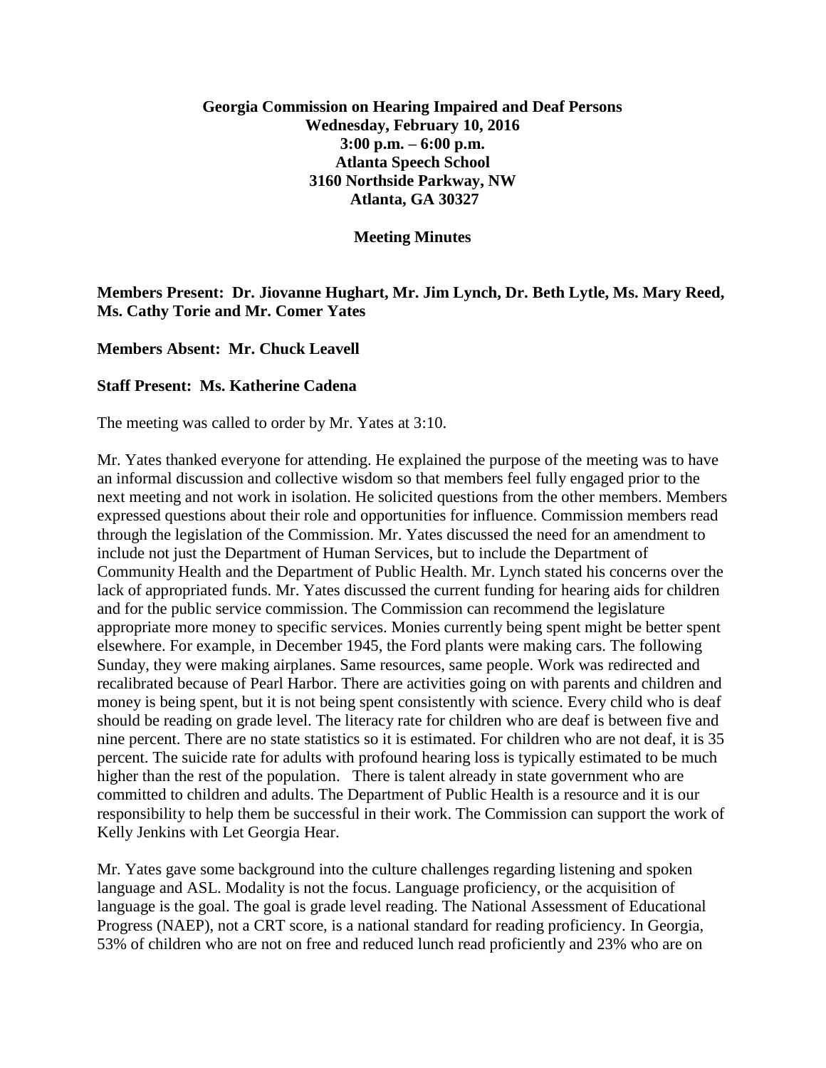**Georgia Commission on Hearing Impaired and Deaf Persons**
**Wednesday, February 10, 2016**
**3:00 p.m. – 6:00 p.m.**
**Atlanta Speech School**
**3160 Northside Parkway, NW**
**Atlanta, GA 30327**

**Meeting Minutes**

**Members Present: Dr. Jiovanne Hughart, Mr. Jim Lynch, Dr. Beth Lytle, Ms. Mary Reed, Ms. Cathy Torie and Mr. Comer Yates**

**Members Absent: Mr. Chuck Leavell**

**Staff Present: Ms. Katherine Cadena**

The meeting was called to order by Mr. Yates at 3:10.

Mr. Yates thanked everyone for attending. He explained the purpose of the meeting was to have an informal discussion and collective wisdom so that members feel fully engaged prior to the next meeting and not work in isolation. He solicited questions from the other members. Members expressed questions about their role and opportunities for influence. Commission members read through the legislation of the Commission. Mr. Yates discussed the need for an amendment to include not just the Department of Human Services, but to include the Department of Community Health and the Department of Public Health. Mr. Lynch stated his concerns over the lack of appropriated funds. Mr. Yates discussed the current funding for hearing aids for children and for the public service commission. The Commission can recommend the legislature appropriate more money to specific services. Monies currently being spent might be better spent elsewhere. For example, in December 1945, the Ford plants were making cars. The following Sunday, they were making airplanes. Same resources, same people. Work was redirected and recalibrated because of Pearl Harbor. There are activities going on with parents and children and money is being spent, but it is not being spent consistently with science. Every child who is deaf should be reading on grade level. The literacy rate for children who are deaf is between five and nine percent. There are no state statistics so it is estimated. For children who are not deaf, it is 35 percent. The suicide rate for adults with profound hearing loss is typically estimated to be much higher than the rest of the population. There is talent already in state government who are committed to children and adults. The Department of Public Health is a resource and it is our responsibility to help them be successful in their work. The Commission can support the work of Kelly Jenkins with Let Georgia Hear.

Mr. Yates gave some background into the culture challenges regarding listening and spoken language and ASL. Modality is not the focus. Language proficiency, or the acquisition of language is the goal. The goal is grade level reading. The National Assessment of Educational Progress (NAEP), not a CRT score, is a national standard for reading proficiency. In Georgia, 53% of children who are not on free and reduced lunch read proficiently and 23% who are on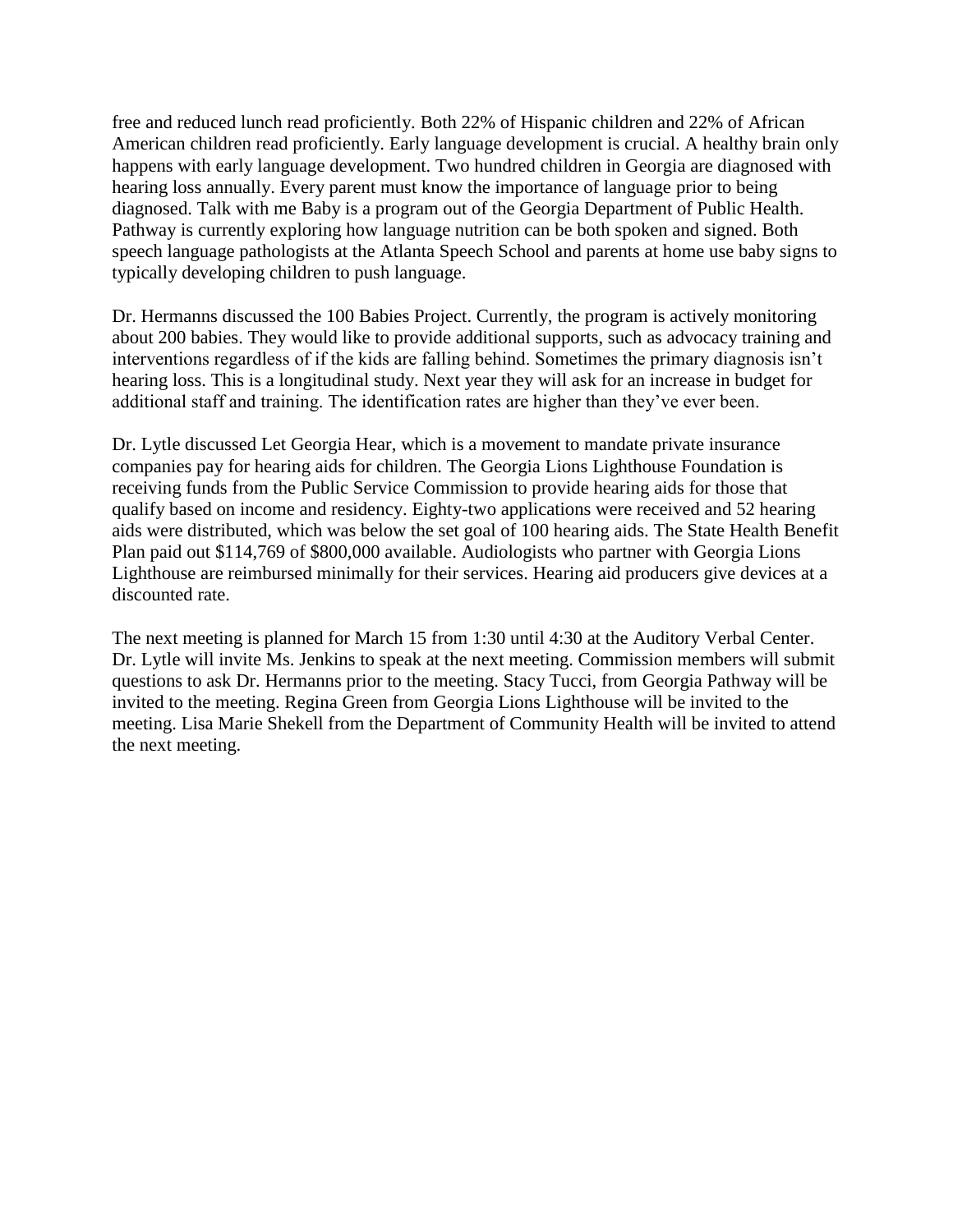free and reduced lunch read proficiently. Both 22% of Hispanic children and 22% of African American children read proficiently. Early language development is crucial. A healthy brain only happens with early language development. Two hundred children in Georgia are diagnosed with hearing loss annually. Every parent must know the importance of language prior to being diagnosed. Talk with me Baby is a program out of the Georgia Department of Public Health. Pathway is currently exploring how language nutrition can be both spoken and signed. Both speech language pathologists at the Atlanta Speech School and parents at home use baby signs to typically developing children to push language.

Dr. Hermanns discussed the 100 Babies Project. Currently, the program is actively monitoring about 200 babies. They would like to provide additional supports, such as advocacy training and interventions regardless of if the kids are falling behind. Sometimes the primary diagnosis isn't hearing loss. This is a longitudinal study. Next year they will ask for an increase in budget for additional staff and training. The identification rates are higher than they've ever been.

Dr. Lytle discussed Let Georgia Hear, which is a movement to mandate private insurance companies pay for hearing aids for children. The Georgia Lions Lighthouse Foundation is receiving funds from the Public Service Commission to provide hearing aids for those that qualify based on income and residency. Eighty-two applications were received and 52 hearing aids were distributed, which was below the set goal of 100 hearing aids. The State Health Benefit Plan paid out $114,769 of $800,000 available. Audiologists who partner with Georgia Lions Lighthouse are reimbursed minimally for their services. Hearing aid producers give devices at a discounted rate.

The next meeting is planned for March 15 from 1:30 until 4:30 at the Auditory Verbal Center. Dr. Lytle will invite Ms. Jenkins to speak at the next meeting. Commission members will submit questions to ask Dr. Hermanns prior to the meeting. Stacy Tucci, from Georgia Pathway will be invited to the meeting. Regina Green from Georgia Lions Lighthouse will be invited to the meeting. Lisa Marie Shekell from the Department of Community Health will be invited to attend the next meeting.